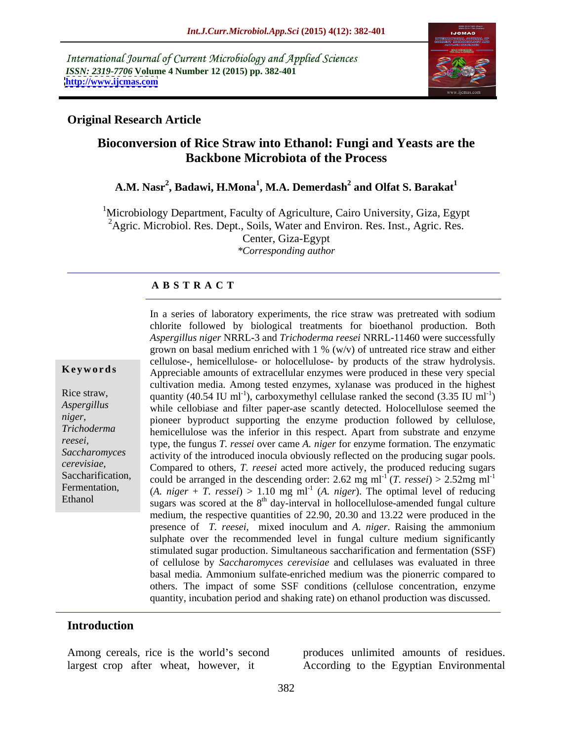International Journal of Current Microbiology and Applied Sciences
*ISSN: 2319-7706* **Volume 4 Number 12 (2015) pp. 382-401**
**http://www.ijcmas.com**

**Original Research Article**

# Bioconversion of Rice Straw into Ethanol: Fungi and Yeasts are the Backbone Microbiota of the Process

**A.M. Nasr[2], Badawi, H.Mona[1], M.A. Demerdash[2] and Olfat S. Barakat[1]**

[1]Microbiology Department, Faculty of Agriculture, Cairo University, Giza, Egypt
[2]Agric. Microbiol. Res. Dept., Soils, Water and Environ. Res. Inst., Agric. Res. Center, Giza-Egypt
*\*Corresponding author*

## ABSTRACT

**Keywords**

Rice straw, *Aspergillus niger*, *Trichoderma reesei*, *Saccharomyces cerevisiae*, Saccharification, Fermentation, Ethanol

In a series of laboratory experiments, the rice straw was pretreated with sodium chlorite followed by biological treatments for bioethanol production. Both *Aspergillus niger* NRRL-3 and *Trichoderma reesei* NRRL-11460 were successfully grown on basal medium enriched with 1 % (w/v) of untreated rice straw and either cellulose-, hemicellulose- or holocellulose- by products of the straw hydrolysis. Appreciable amounts of extracellular enzymes were produced in these very special cultivation media. Among tested enzymes, xylanase was produced in the highest quantity (40.54 IU $ml^{-1}$), carboxymethyl cellulase ranked the second (3.35 IU $ml^{-1}$) while cellobiase and filter paper-ase scantly detected. Holocellulose seemed the pioneer byproduct supporting the enzyme production followed by cellulose, hemicellulose was the inferior in this respect. Apart from substrate and enzyme type, the fungus *T. ressei* over came *A. niger* for enzyme formation. The enzymatic activity of the introduced inocula obviously reflected on the producing sugar pools. Compared to others, *T. reesei* acted more actively, the produced reducing sugars could be arranged in the descending order: 2.62 mg $ml^{-1}$ (*T. ressei*) > 2.52mg $ml^{-1}$ (*A. niger* + *T. ressei*) > 1.10 mg $ml^{-1}$ (*A. niger*). The optimal level of reducing sugars was scored at the $8^{th}$ day-interval in hollocellulose-amended fungal culture medium, the respective quantities of 22.90, 20.30 and 13.22 were produced in the presence of *T. reesei*, mixed inoculum and *A. niger*. Raising the ammonium sulphate over the recommended level in fungal culture medium significantly stimulated sugar production. Simultaneous saccharification and fermentation (SSF) of cellulose by *Saccharomyces cerevisiae* and cellulases was evaluated in three basal media. Ammonium sulfate-enriched medium was the pionerric compared to others. The impact of some SSF conditions (cellulose concentration, enzyme quantity, incubation period and shaking rate) on ethanol production was discussed.

## Introduction

Among cereals, rice is the world's second largest crop after wheat, however, it produces unlimited amounts of residues. According to the Egyptian Environmental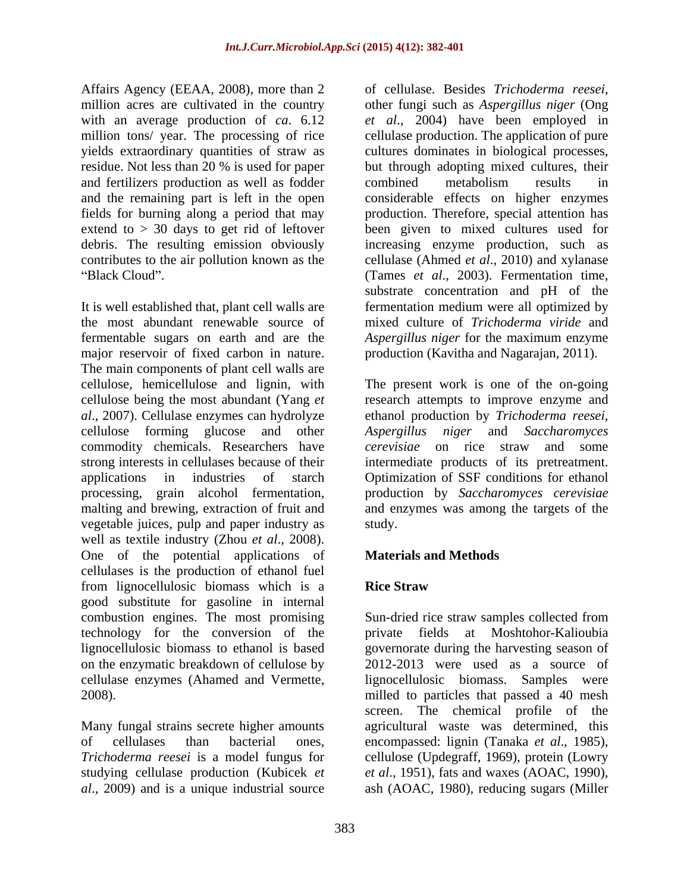Affairs Agency (EEAA, 2008), more than 2 million acres are cultivated in the country with an average production of *ca*. 6.12 million tons/ year. The processing of rice yields extraordinary quantities of straw as residue. Not less than 20 % is used for paper and fertilizers production as well as fodder and the remaining part is left in the open fields for burning along a period that may extend to > 30 days to get rid of leftover debris. The resulting emission obviously contributes to the air pollution known as the "Black Cloud".

It is well established that, plant cell walls are the most abundant renewable source of fermentable sugars on earth and are the major reservoir of fixed carbon in nature. The main components of plant cell walls are cellulose, hemicellulose and lignin, with cellulose being the most abundant (Yang *et al*., 2007). Cellulase enzymes can hydrolyze cellulose forming glucose and other commodity chemicals. Researchers have strong interests in cellulases because of their applications in industries of starch processing, grain alcohol fermentation, malting and brewing, extraction of fruit and vegetable juices, pulp and paper industry as well as textile industry (Zhou *et al*., 2008). One of the potential applications of cellulases is the production of ethanol fuel from lignocellulosic biomass which is a good substitute for gasoline in internal combustion engines. The most promising technology for the conversion of the lignocellulosic biomass to ethanol is based on the enzymatic breakdown of cellulose by cellulase enzymes (Ahamed and Vermette, 2008).

Many fungal strains secrete higher amounts of cellulases than bacterial ones, *Trichoderma reesei* is a model fungus for studying cellulase production (Kubicek *et al*., 2009) and is a unique industrial source of cellulase. Besides *Trichoderma reesei*, other fungi such as *Aspergillus niger* (Ong *et al*., 2004) have been employed in cellulase production. The application of pure cultures dominates in biological processes, but through adopting mixed cultures, their combined metabolism results in considerable effects on higher enzymes production. Therefore, special attention has been given to mixed cultures used for increasing enzyme production, such as cellulase (Ahmed *et al*., 2010) and xylanase (Tames *et al*., 2003). Fermentation time, substrate concentration and pH of the fermentation medium were all optimized by mixed culture of *Trichoderma viride* and *Aspergillus niger* for the maximum enzyme production (Kavitha and Nagarajan, 2011).

The present work is one of the on-going research attempts to improve enzyme and ethanol production by *Trichoderma reesei*, *Aspergillus niger* and *Saccharomyces cerevisiae* on rice straw and some intermediate products of its pretreatment. Optimization of SSF conditions for ethanol production by *Saccharomyces cerevisiae* and enzymes was among the targets of the study.

## Materials and Methods

### Rice Straw

Sun-dried rice straw samples collected from private fields at Moshtohor-Kalioubia governorate during the harvesting season of 2012-2013 were used as a source of lignocellulosic biomass. Samples were milled to particles that passed a 40 mesh screen. The chemical profile of the agricultural waste was determined, this encompassed: lignin (Tanaka *et al*., 1985), cellulose (Updegraff, 1969), protein (Lowry *et al*., 1951), fats and waxes (AOAC, 1990), ash (AOAC, 1980), reducing sugars (Miller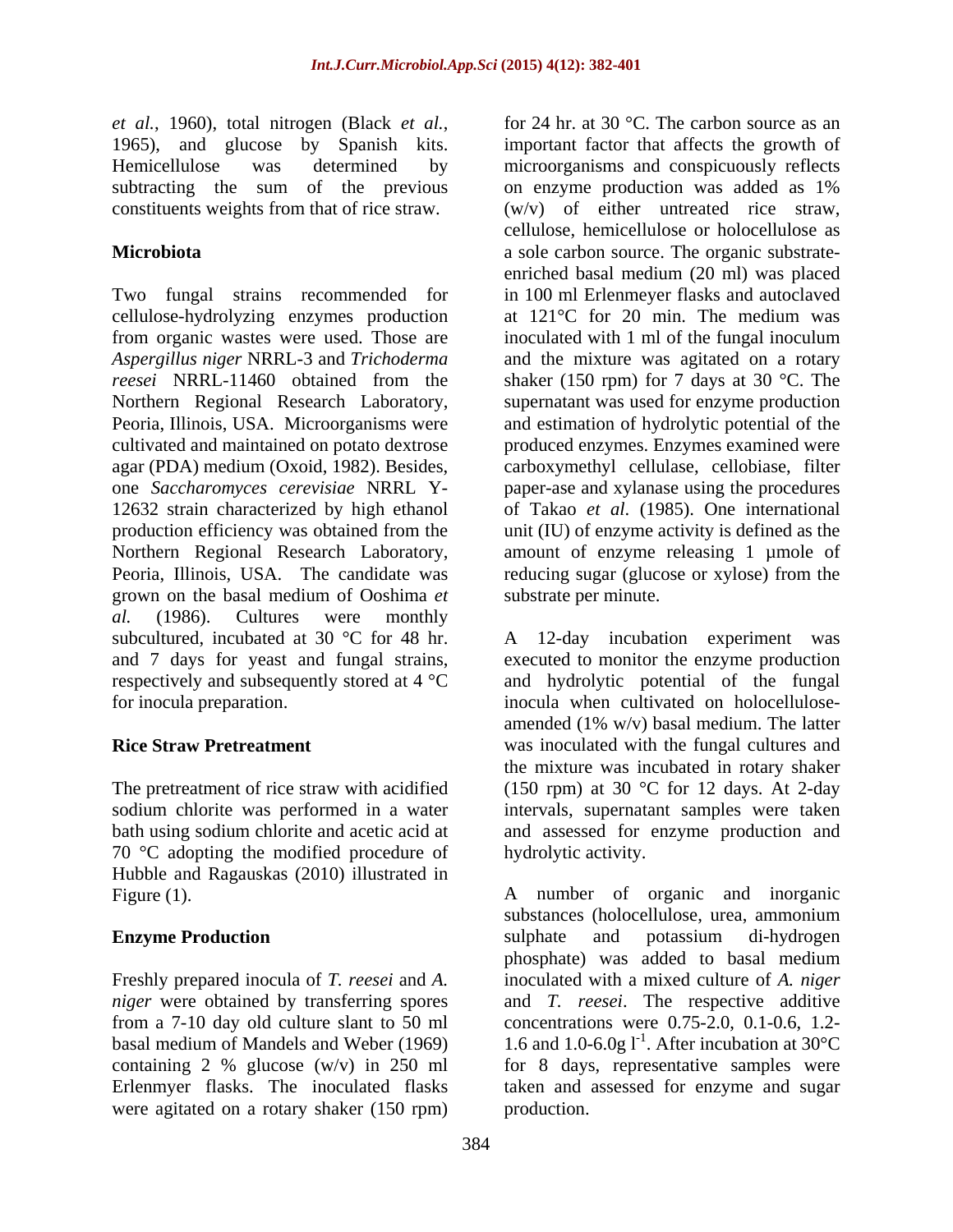*et al.*, 1960), total nitrogen (Black *et al.*, 1965), and glucose by Spanish kits. Hemicellulose was determined by subtracting the sum of the previous constituents weights from that of rice straw.

## Microbiota

Two fungal strains recommended for cellulose-hydrolyzing enzymes production from organic wastes were used. Those are *Aspergillus niger* NRRL-3 and *Trichoderma reesei* NRRL-11460 obtained from the Northern Regional Research Laboratory, Peoria, Illinois, USA. Microorganisms were cultivated and maintained on potato dextrose agar (PDA) medium (Oxoid, 1982). Besides, one *Saccharomyces cerevisiae* NRRL Y-12632 strain characterized by high ethanol production efficiency was obtained from the Northern Regional Research Laboratory, Peoria, Illinois, USA. The candidate was grown on the basal medium of Ooshima *et al.* (1986). Cultures were monthly subcultured, incubated at 30 °C for 48 hr. and 7 days for yeast and fungal strains, respectively and subsequently stored at 4 °C for inocula preparation.

## Rice Straw Pretreatment

The pretreatment of rice straw with acidified sodium chlorite was performed in a water bath using sodium chlorite and acetic acid at 70 °C adopting the modified procedure of Hubble and Ragauskas (2010) illustrated in Figure (1).

## Enzyme Production

Freshly prepared inocula of *T. reesei* and *A. niger* were obtained by transferring spores from a 7-10 day old culture slant to 50 ml basal medium of Mandels and Weber (1969) containing 2 % glucose (w/v) in 250 ml Erlenmyer flasks. The inoculated flasks were agitated on a rotary shaker (150 rpm) for 24 hr. at 30 °C. The carbon source as an important factor that affects the growth of microorganisms and conspicuously reflects on enzyme production was added as 1% (w/v) of either untreated rice straw, cellulose, hemicellulose or holocellulose as a sole carbon source. The organic substrate-enriched basal medium (20 ml) was placed in 100 ml Erlenmeyer flasks and autoclaved at 121°C for 20 min. The medium was inoculated with 1 ml of the fungal inoculum and the mixture was agitated on a rotary shaker (150 rpm) for 7 days at 30 °C. The supernatant was used for enzyme production and estimation of hydrolytic potential of the produced enzymes. Enzymes examined were carboxymethyl cellulase, cellobiase, filter paper-ase and xylanase using the procedures of Takao *et al*. (1985). One international unit (IU) of enzyme activity is defined as the amount of enzyme releasing 1 µmole of reducing sugar (glucose or xylose) from the substrate per minute.

A 12-day incubation experiment was executed to monitor the enzyme production and hydrolytic potential of the fungal inocula when cultivated on holocellulose-amended (1% w/v) basal medium. The latter was inoculated with the fungal cultures and the mixture was incubated in rotary shaker (150 rpm) at 30 °C for 12 days. At 2-day intervals, supernatant samples were taken and assessed for enzyme production and hydrolytic activity.

A number of organic and inorganic substances (holocellulose, urea, ammonium sulphate and potassium di-hydrogen phosphate) was added to basal medium inoculated with a mixed culture of *A. niger* and *T. reesei*. The respective additive concentrations were 0.75-2.0, 0.1-0.6, 1.2-1.6 and 1.0-6.0g $l^{-1}$. After incubation at 30°C for 8 days, representative samples were taken and assessed for enzyme and sugar production.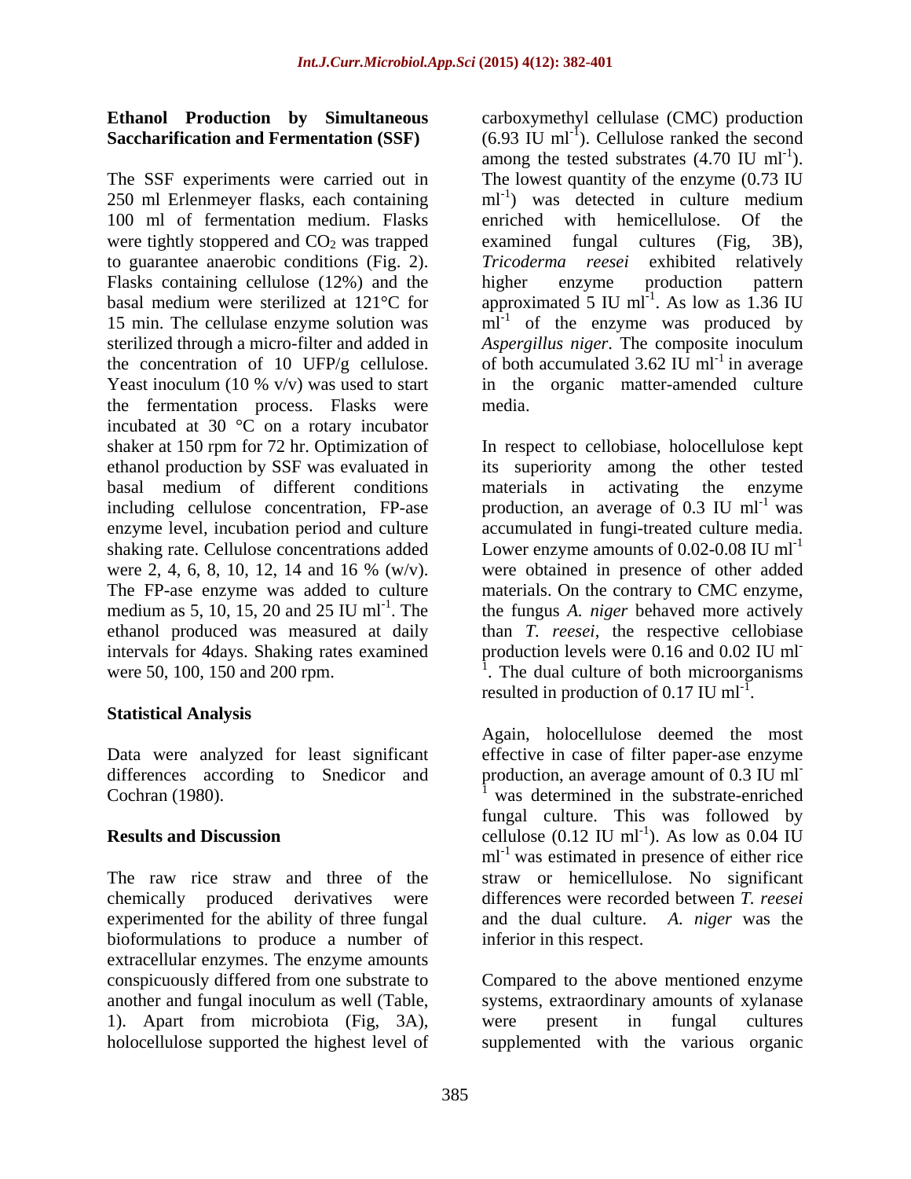### Ethanol Production by Simultaneous Saccharification and Fermentation (SSF)

The SSF experiments were carried out in 250 ml Erlenmeyer flasks, each containing 100 ml of fermentation medium. Flasks were tightly stoppered and $CO_2$ was trapped to guarantee anaerobic conditions (Fig. 2). Flasks containing cellulose (12%) and the basal medium were sterilized at 121°C for 15 min. The cellulase enzyme solution was sterilized through a micro-filter and added in the concentration of 10 UFP/g cellulose. Yeast inoculum (10 % v/v) was used to start the fermentation process. Flasks were incubated at 30 °C on a rotary incubator shaker at 150 rpm for 72 hr. Optimization of ethanol production by SSF was evaluated in basal medium of different conditions including cellulose concentration, FP-ase enzyme level, incubation period and culture shaking rate. Cellulose concentrations added were 2, 4, 6, 8, 10, 12, 14 and 16 % (w/v). The FP-ase enzyme was added to culture medium as 5, 10, 15, 20 and 25 IU $ml^{-1}$. The ethanol produced was measured at daily intervals for 4days. Shaking rates examined were 50, 100, 150 and 200 rpm.

### Statistical Analysis

Data were analyzed for least significant differences according to Snedicor and Cochran (1980).

## Results and Discussion

The raw rice straw and three of the chemically produced derivatives were experimented for the ability of three fungal bioformulations to produce a number of extracellular enzymes. The enzyme amounts conspicuously differed from one substrate to another and fungal inoculum as well (Table, 1). Apart from microbiota (Fig, 3A), holocellulose supported the highest level of carboxymethyl cellulase (CMC) production (6.93 IU $ml^{-1}$). Cellulose ranked the second among the tested substrates (4.70 IU $ml^{-1}$). The lowest quantity of the enzyme (0.73 IU $ml^{-1}$) was detected in culture medium enriched with hemicellulose. Of the examined fungal cultures (Fig, 3B), *Tricoderma reesei* exhibited relatively higher enzyme production pattern approximated 5 IU $ml^{-1}$. As low as 1.36 IU $ml^{-1}$ of the enzyme was produced by *Aspergillus niger*. The composite inoculum of both accumulated 3.62 IU $ml^{-1}$ in average in the organic matter-amended culture media.

In respect to cellobiase, holocellulose kept its superiority among the other tested materials in activating the enzyme production, an average of 0.3 IU $ml^{-1}$ was accumulated in fungi-treated culture media. Lower enzyme amounts of 0.02-0.08 IU $ml^{-1}$ were obtained in presence of other added materials. On the contrary to CMC enzyme, the fungus *A. niger* behaved more actively than *T. reesei*, the respective cellobiase production levels were 0.16 and 0.02 IU $ml^{-1}$. The dual culture of both microorganisms resulted in production of 0.17 IU $ml^{-1}$.

Again, holocellulose deemed the most effective in case of filter paper-ase enzyme production, an average amount of 0.3 IU $ml^{-1}$ was determined in the substrate-enriched fungal culture. This was followed by cellulose (0.12 IU $ml^{-1}$). As low as 0.04 IU $ml^{-1}$ was estimated in presence of either rice straw or hemicellulose. No significant differences were recorded between *T. reesei* and the dual culture. *A. niger* was the inferior in this respect.

Compared to the above mentioned enzyme systems, extraordinary amounts of xylanase were present in fungal cultures supplemented with the various organic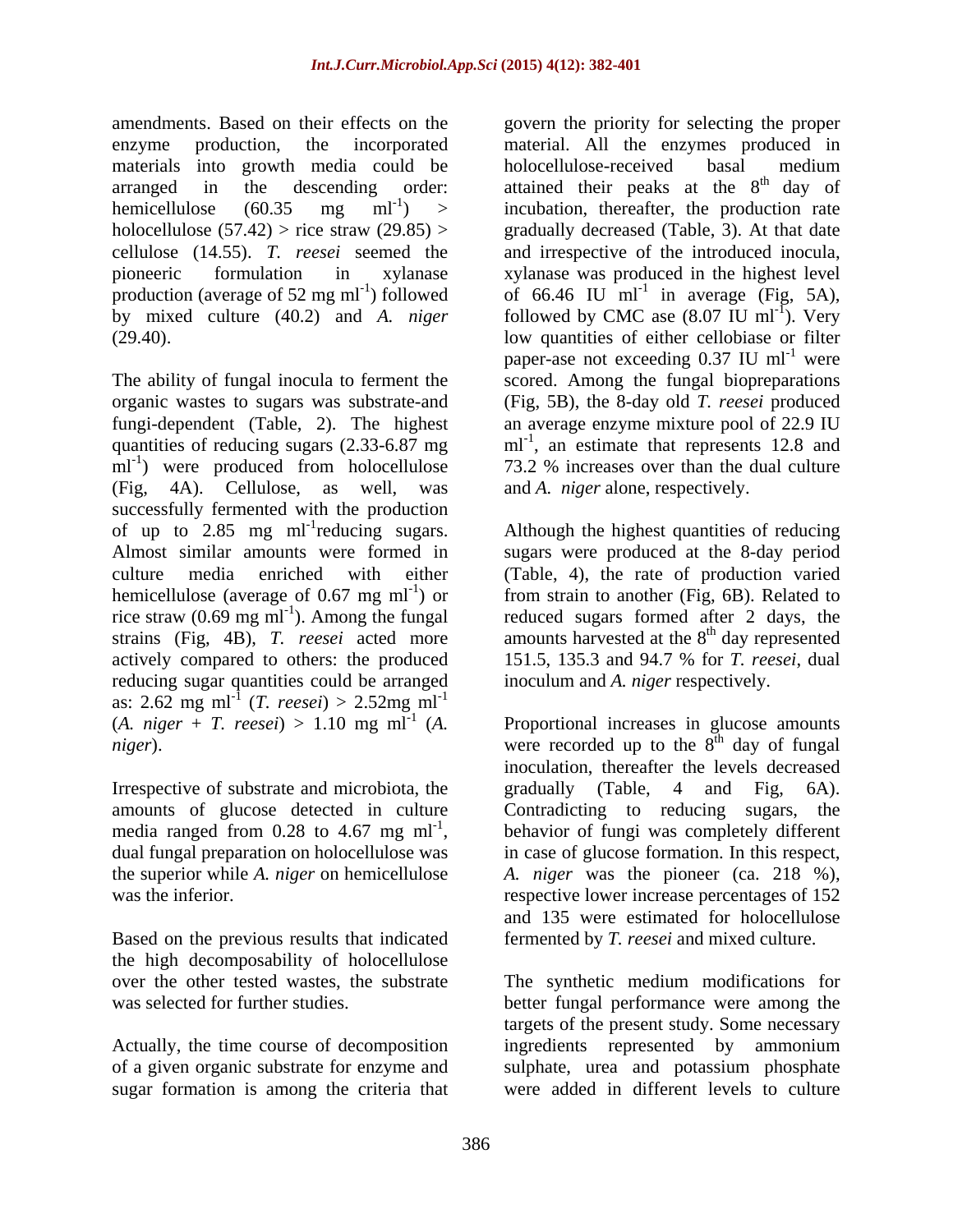amendments. Based on their effects on the enzyme production, the incorporated materials into growth media could be arranged in the descending order: hemicellulose (60.35 mg $ml^{-1}$) > holocellulose (57.42) > rice straw (29.85) > cellulose (14.55). *T. reesei* seemed the pioneeric formulation in xylanase production (average of 52 mg $ml^{-1}$) followed by mixed culture (40.2) and *A. niger* (29.40).

The ability of fungal inocula to ferment the organic wastes to sugars was substrate-and fungi-dependent (Table, 2). The highest quantities of reducing sugars (2.33-6.87 mg $ml^{-1}$) were produced from holocellulose (Fig, 4A). Cellulose, as well, was successfully fermented with the production of up to 2.85 mg $ml^{-1}$reducing sugars. Almost similar amounts were formed in culture media enriched with either hemicellulose (average of 0.67 mg $ml^{-1}$) or rice straw (0.69 mg $ml^{-1}$). Among the fungal strains (Fig, 4B), *T. reesei* acted more actively compared to others: the produced reducing sugar quantities could be arranged as: 2.62 mg $ml^{-1}$ (*T. reesei*) > 2.52mg $ml^{-1}$ (*A. niger* + *T. reesei*) > 1.10 mg $ml^{-1}$ (*A. niger*).

Irrespective of substrate and microbiota, the amounts of glucose detected in culture media ranged from 0.28 to 4.67 mg $ml^{-1}$, dual fungal preparation on holocellulose was the superior while *A. niger* on hemicellulose was the inferior.

Based on the previous results that indicated the high decomposability of holocellulose over the other tested wastes, the substrate was selected for further studies.

Actually, the time course of decomposition of a given organic substrate for enzyme and sugar formation is among the criteria that govern the priority for selecting the proper material. All the enzymes produced in holocellulose-received basal medium attained their peaks at the $8^{th}$ day of incubation, thereafter, the production rate gradually decreased (Table, 3). At that date and irrespective of the introduced inocula, xylanase was produced in the highest level of 66.46 IU $ml^{-1}$ in average (Fig, 5A), followed by CMC ase (8.07 IU $ml^{-1}$). Very low quantities of either cellobiase or filter paper-ase not exceeding 0.37 IU $ml^{-1}$ were scored. Among the fungal biopreparations (Fig, 5B), the 8-day old *T. reesei* produced an average enzyme mixture pool of 22.9 IU $ml^{-1}$, an estimate that represents 12.8 and 73.2 % increases over than the dual culture and *A. niger* alone, respectively.

Although the highest quantities of reducing sugars were produced at the 8-day period (Table, 4), the rate of production varied from strain to another (Fig, 6B). Related to reduced sugars formed after 2 days, the amounts harvested at the $8^{th}$ day represented 151.5, 135.3 and 94.7 % for *T. reesei*, dual inoculum and *A. niger* respectively.

Proportional increases in glucose amounts were recorded up to the $8^{th}$ day of fungal inoculation, thereafter the levels decreased gradually (Table, 4 and Fig, 6A). Contradicting to reducing sugars, the behavior of fungi was completely different in case of glucose formation. In this respect, *A. niger* was the pioneer (ca. 218 %), respective lower increase percentages of 152 and 135 were estimated for holocellulose fermented by *T. reesei* and mixed culture.

The synthetic medium modifications for better fungal performance were among the targets of the present study. Some necessary ingredients represented by ammonium sulphate, urea and potassium phosphate were added in different levels to culture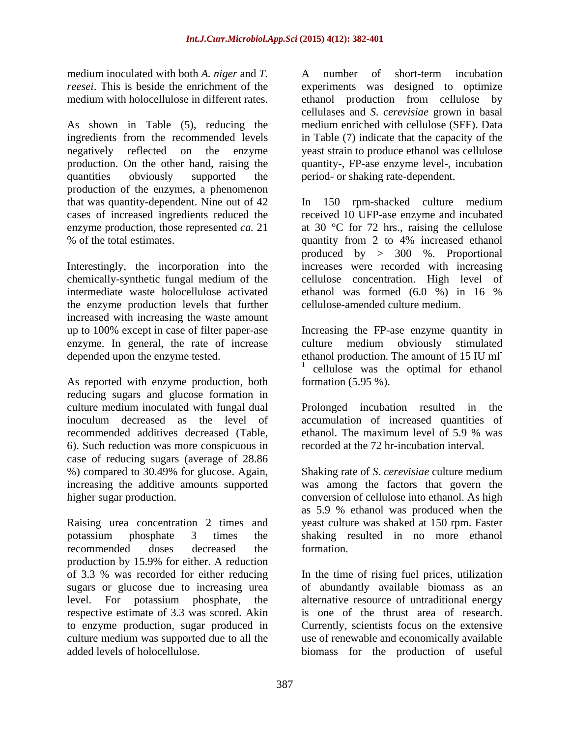medium inoculated with both *A. niger* and *T. reesei*. This is beside the enrichment of the medium with holocellulose in different rates.

As shown in Table (5), reducing the ingredients from the recommended levels negatively reflected on the enzyme production. On the other hand, raising the quantities obviously supported the production of the enzymes, a phenomenon that was quantity-dependent. Nine out of 42 cases of increased ingredients reduced the enzyme production, those represented *ca.* 21 % of the total estimates.

Interestingly, the incorporation into the chemically-synthetic fungal medium of the intermediate waste holocellulose activated the enzyme production levels that further increased with increasing the waste amount up to 100% except in case of filter paper-ase enzyme. In general, the rate of increase depended upon the enzyme tested.

As reported with enzyme production, both reducing sugars and glucose formation in culture medium inoculated with fungal dual inoculum decreased as the level of recommended additives decreased (Table, 6). Such reduction was more conspicuous in case of reducing sugars (average of 28.86 %) compared to 30.49% for glucose. Again, increasing the additive amounts supported higher sugar production.

Raising urea concentration 2 times and potassium phosphate 3 times the recommended doses decreased the production by 15.9% for either. A reduction of 3.3 % was recorded for either reducing sugars or glucose due to increasing urea level. For potassium phosphate, the respective estimate of 3.3 was scored. Akin to enzyme production, sugar produced in culture medium was supported due to all the added levels of holocellulose.

A number of short-term incubation experiments was designed to optimize ethanol production from cellulose by cellulases and *S. cerevisiae* grown in basal medium enriched with cellulose (SFF). Data in Table (7) indicate that the capacity of the yeast strain to produce ethanol was cellulose quantity-, FP-ase enzyme level-, incubation period- or shaking rate-dependent.

In 150 rpm-shacked culture medium received 10 UFP-ase enzyme and incubated at 30 °C for 72 hrs., raising the cellulose quantity from 2 to 4% increased ethanol produced by > 300 %. Proportional increases were recorded with increasing cellulose concentration. High level of ethanol was formed (6.0 %) in 16 % cellulose-amended culture medium.

Increasing the FP-ase enzyme quantity in culture medium obviously stimulated ethanol production. The amount of 15 IU $ml^{-1}$ cellulose was the optimal for ethanol formation (5.95 %).

Prolonged incubation resulted in the accumulation of increased quantities of ethanol. The maximum level of 5.9 % was recorded at the 72 hr-incubation interval.

Shaking rate of *S. cerevisiae* culture medium was among the factors that govern the conversion of cellulose into ethanol. As high as 5.9 % ethanol was produced when the yeast culture was shaked at 150 rpm. Faster shaking resulted in no more ethanol formation.

In the time of rising fuel prices, utilization of abundantly available biomass as an alternative resource of untraditional energy is one of the thrust area of research. Currently, scientists focus on the extensive use of renewable and economically available biomass for the production of useful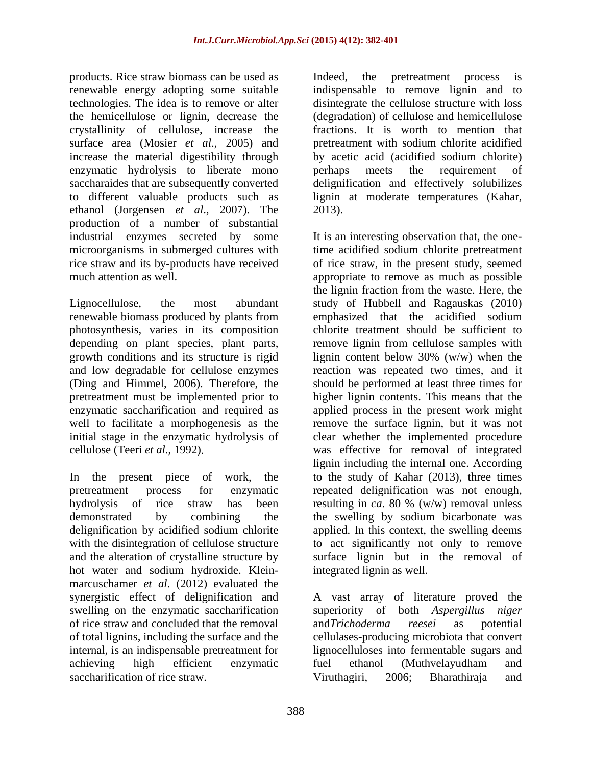products. Rice straw biomass can be used as renewable energy adopting some suitable technologies. The idea is to remove or alter the hemicellulose or lignin, decrease the crystallinity of cellulose, increase the surface area (Mosier *et al*., 2005) and increase the material digestibility through enzymatic hydrolysis to liberate mono saccharaides that are subsequently converted to different valuable products such as ethanol (Jorgensen *et al*., 2007). The production of a number of substantial industrial enzymes secreted by some microorganisms in submerged cultures with rice straw and its by-products have received much attention as well.

Lignocellulose, the most abundant renewable biomass produced by plants from photosynthesis, varies in its composition depending on plant species, plant parts, growth conditions and its structure is rigid and low degradable for cellulose enzymes (Ding and Himmel, 2006). Therefore, the pretreatment must be implemented prior to enzymatic saccharification and required as well to facilitate a morphogenesis as the initial stage in the enzymatic hydrolysis of cellulose (Teeri *et al*., 1992).

In the present piece of work, the pretreatment process for enzymatic hydrolysis of rice straw has been demonstrated by combining the delignification by acidified sodium chlorite with the disintegration of cellulose structure and the alteration of crystalline structure by hot water and sodium hydroxide. Klein-marcuschamer *et al*. (2012) evaluated the synergistic effect of delignification and swelling on the enzymatic saccharification of rice straw and concluded that the removal of total lignins, including the surface and the internal, is an indispensable pretreatment for achieving high efficient enzymatic saccharification of rice straw.

Indeed, the pretreatment process is indispensable to remove lignin and to disintegrate the cellulose structure with loss (degradation) of cellulose and hemicellulose fractions. It is worth to mention that pretreatment with sodium chlorite acidified by acetic acid (acidified sodium chlorite) perhaps meets the requirement of delignification and effectively solubilizes lignin at moderate temperatures (Kahar, 2013).

It is an interesting observation that, the one-time acidified sodium chlorite pretreatment of rice straw, in the present study, seemed appropriate to remove as much as possible the lignin fraction from the waste. Here, the study of Hubbell and Ragauskas (2010) emphasized that the acidified sodium chlorite treatment should be sufficient to remove lignin from cellulose samples with lignin content below 30% (w/w) when the reaction was repeated two times, and it should be performed at least three times for higher lignin contents. This means that the applied process in the present work might remove the surface lignin, but it was not clear whether the implemented procedure was effective for removal of integrated lignin including the internal one. According to the study of Kahar (2013), three times repeated delignification was not enough, resulting in *ca*. 80 % (w/w) removal unless the swelling by sodium bicarbonate was applied. In this context, the swelling deems to act significantly not only to remove surface lignin but in the removal of integrated lignin as well.

A vast array of literature proved the superiority of both *Aspergillus niger* and *Trichoderma reesei* as potential cellulases-producing microbiota that convert lignocelluloses into fermentable sugars and fuel ethanol (Muthvelayudham and Viruthagiri, 2006; Bharathiraja and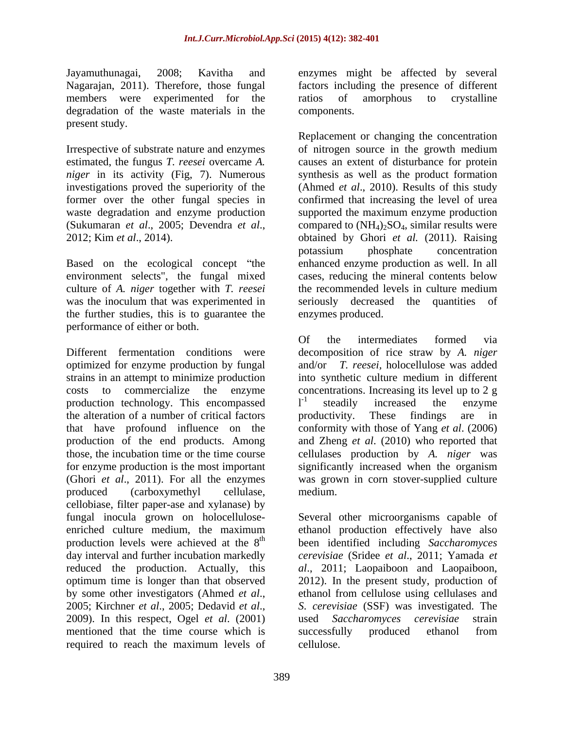Jayamuthunagai, 2008; Kavitha and Nagarajan, 2011). Therefore, those fungal members were experimented for the degradation of the waste materials in the present study.

Irrespective of substrate nature and enzymes estimated, the fungus *T. reesei* overcame *A. niger* in its activity (Fig, 7). Numerous investigations proved the superiority of the former over the other fungal species in waste degradation and enzyme production (Sukumaran *et al*., 2005; Devendra *et al*., 2012; Kim *et al*., 2014).

Based on the ecological concept "the environment selects", the fungal mixed culture of *A. niger* together with *T. reesei* was the inoculum that was experimented in the further studies, this is to guarantee the performance of either or both.

Different fermentation conditions were optimized for enzyme production by fungal strains in an attempt to minimize production costs to commercialize the enzyme production technology. This encompassed the alteration of a number of critical factors that have profound influence on the production of the end products. Among those, the incubation time or the time course for enzyme production is the most important (Ghori *et al*., 2011). For all the enzymes produced (carboxymethyl cellulase, cellobiase, filter paper-ase and xylanase) by fungal inocula grown on holocellulose-enriched culture medium, the maximum production levels were achieved at the $8^{th}$ day interval and further incubation markedly reduced the production. Actually, this optimum time is longer than that observed by some other investigators (Ahmed *et al*., 2005; Kirchner *et al*., 2005; Dedavid *et al*., 2009). In this respect, Ogel *et al*. (2001) mentioned that the time course which is required to reach the maximum levels of enzymes might be affected by several factors including the presence of different ratios of amorphous to crystalline components.

Replacement or changing the concentration of nitrogen source in the growth medium causes an extent of disturbance for protein synthesis as well as the product formation (Ahmed *et al*., 2010). Results of this study confirmed that increasing the level of urea supported the maximum enzyme production compared to $(NH_4)_2SO_4$, similar results were obtained by Ghori *et al.* (2011). Raising potassium phosphate concentration enhanced enzyme production as well. In all cases, reducing the mineral contents below the recommended levels in culture medium seriously decreased the quantities of enzymes produced.

Of the intermediates formed via decomposition of rice straw by *A. niger* and/or *T. reesei*, holocellulose was added into synthetic culture medium in different concentrations. Increasing its level up to 2 g $l^{-1}$ steadily increased the enzyme productivity. These findings are in conformity with those of Yang *et al*. (2006) and Zheng *et al*. (2010) who reported that cellulases production by *A. niger* was significantly increased when the organism was grown in corn stover-supplied culture medium.

Several other microorganisms capable of ethanol production effectively have also been identified including *Saccharomyces cerevisiae* (Sridee *et al*., 2011; Yamada *et al*., 2011; Laopaiboon and Laopaiboon, 2012). In the present study, production of ethanol from cellulose using cellulases and *S. cerevisiae* (SSF) was investigated. The used *Saccharomyces cerevisiae* strain successfully produced ethanol from cellulose.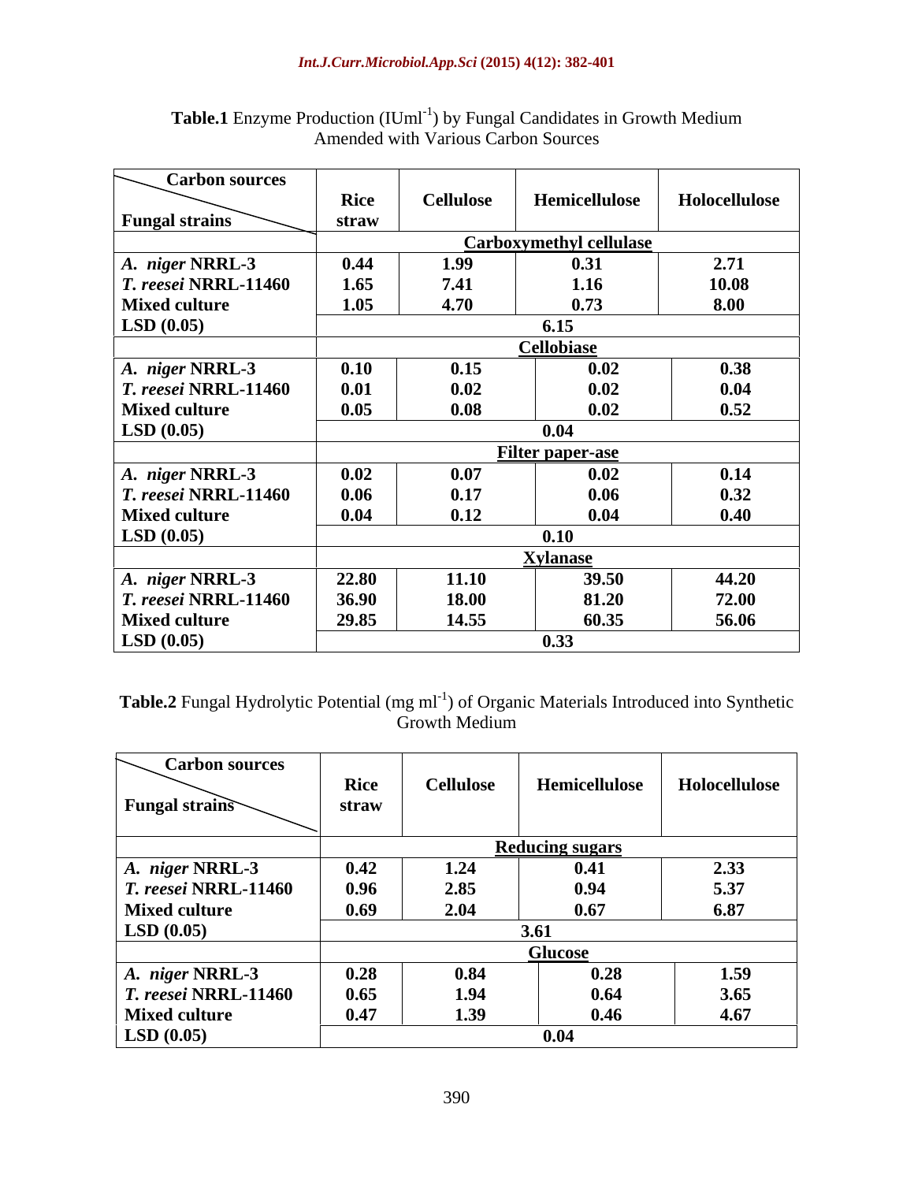**Table.1** Enzyme Production ($IUml^{-1}$) by Fungal Candidates in Growth Medium Amended with Various Carbon Sources

| Fungal strains \ Carbon sources | Rice straw | Cellulose | Hemicellulose | Holocellulose |
|---|---|---|---|---|
| | **Carboxymethyl cellulase** | | | |
| *A. niger* **NRRL-3** | 0.44 | 1.99 | 0.31 | 2.71 |
| *T. reesei* **NRRL-11460** | 1.65 | 7.41 | 1.16 | 10.08 |
| **Mixed culture** | 1.05 | 4.70 | 0.73 | 8.00 |
| **LSD (0.05)** | 6.15 | | | |
| | **Cellobiase** | | | |
| *A. niger* **NRRL-3** | 0.10 | 0.15 | 0.02 | 0.38 |
| *T. reesei* **NRRL-11460** | 0.01 | 0.02 | 0.02 | 0.04 |
| **Mixed culture** | 0.05 | 0.08 | 0.02 | 0.52 |
| **LSD (0.05)** | 0.04 | | | |
| | **Filter paper-ase** | | | |
| *A. niger* **NRRL-3** | 0.02 | 0.07 | 0.02 | 0.14 |
| *T. reesei* **NRRL-11460** | 0.06 | 0.17 | 0.06 | 0.32 |
| **Mixed culture** | 0.04 | 0.12 | 0.04 | 0.40 |
| **LSD (0.05)** | 0.10 | | | |
| | **Xylanase** | | | |
| *A. niger* **NRRL-3** | 22.80 | 11.10 | 39.50 | 44.20 |
| *T. reesei* **NRRL-11460** | 36.90 | 18.00 | 81.20 | 72.00 |
| **Mixed culture** | 29.85 | 14.55 | 60.35 | 56.06 |
| **LSD (0.05)** | 0.33 | | | |

**Table.2** Fungal Hydrolytic Potential ($mg\ ml^{-1}$) of Organic Materials Introduced into Synthetic Growth Medium

| Fungal strains \ Carbon sources | Rice straw | Cellulose | Hemicellulose | Holocellulose |
|---|---|---|---|---|
| | **Reducing sugars** | | | |
| *A. niger* **NRRL-3** | 0.42 | 1.24 | 0.41 | 2.33 |
| *T. reesei* **NRRL-11460** | 0.96 | 2.85 | 0.94 | 5.37 |
| **Mixed culture** | 0.69 | 2.04 | 0.67 | 6.87 |
| **LSD (0.05)** | 3.61 | | | |
| | **Glucose** | | | |
| *A. niger* **NRRL-3** | 0.28 | 0.84 | 0.28 | 1.59 |
| *T. reesei* **NRRL-11460** | 0.65 | 1.94 | 0.64 | 3.65 |
| **Mixed culture** | 0.47 | 1.39 | 0.46 | 4.67 |
| **LSD (0.05)** | 0.04 | | | |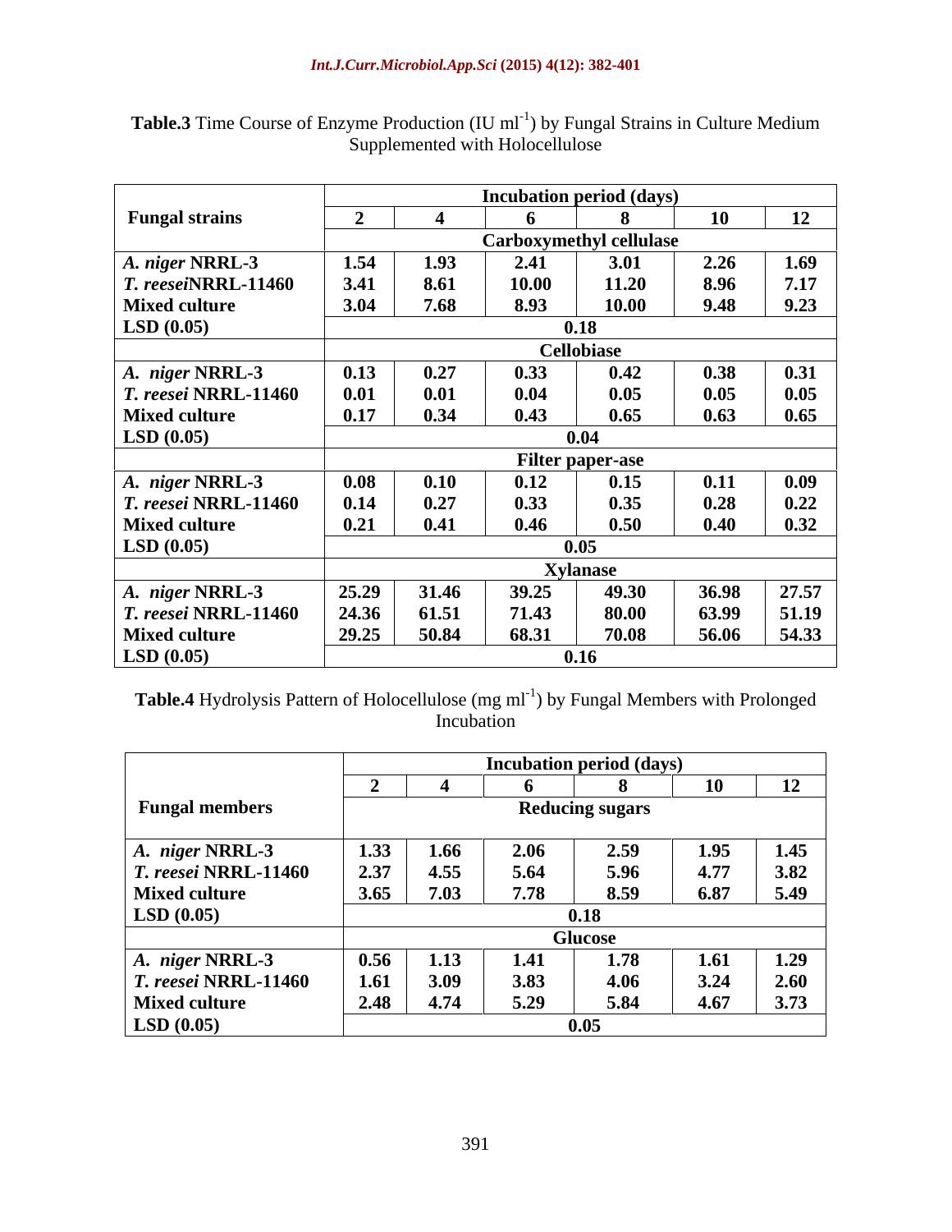**Table.3** Time Course of Enzyme Production (IU ml$^{-1}$) by Fungal Strains in Culture Medium Supplemented with Holocellulose

| Fungal strains | Incubation period (days) | | | | | |
|---|---|---|---|---|---|---|
| | 2 | 4 | 6 | 8 | 10 | 12 |
| | Carboxymethyl cellulase | | | | | |
| *A. niger* NRRL-3 | 1.54 | 1.93 | 2.41 | 3.01 | 2.26 | 1.69 |
| *T. reesei*NRRL-11460 | 3.41 | 8.61 | 10.00 | 11.20 | 8.96 | 7.17 |
| Mixed culture | 3.04 | 7.68 | 8.93 | 10.00 | 9.48 | 9.23 |
| LSD (0.05) | 0.18 | | | | | |
| | Cellobiase | | | | | |
| *A. niger* NRRL-3 | 0.13 | 0.27 | 0.33 | 0.42 | 0.38 | 0.31 |
| *T. reesei* NRRL-11460 | 0.01 | 0.01 | 0.04 | 0.05 | 0.05 | 0.05 |
| Mixed culture | 0.17 | 0.34 | 0.43 | 0.65 | 0.63 | 0.65 |
| LSD (0.05) | 0.04 | | | | | |
| | Filter paper-ase | | | | | |
| *A. niger* NRRL-3 | 0.08 | 0.10 | 0.12 | 0.15 | 0.11 | 0.09 |
| *T. reesei* NRRL-11460 | 0.14 | 0.27 | 0.33 | 0.35 | 0.28 | 0.22 |
| Mixed culture | 0.21 | 0.41 | 0.46 | 0.50 | 0.40 | 0.32 |
| LSD (0.05) | 0.05 | | | | | |
| | Xylanase | | | | | |
| *A. niger* NRRL-3 | 25.29 | 31.46 | 39.25 | 49.30 | 36.98 | 27.57 |
| *T. reesei* NRRL-11460 | 24.36 | 61.51 | 71.43 | 80.00 | 63.99 | 51.19 |
| Mixed culture | 29.25 | 50.84 | 68.31 | 70.08 | 56.06 | 54.33 |
| LSD (0.05) | 0.16 | | | | | |

**Table.4** Hydrolysis Pattern of Holocellulose (mg ml$^{-1}$) by Fungal Members with Prolonged Incubation

| Fungal members | Incubation period (days) | | | | | |
|---|---|---|---|---|---|---|
| | 2 | 4 | 6 | 8 | 10 | 12 |
| | Reducing sugars | | | | | |
| *A. niger* NRRL-3 | 1.33 | 1.66 | 2.06 | 2.59 | 1.95 | 1.45 |
| *T. reesei* NRRL-11460 | 2.37 | 4.55 | 5.64 | 5.96 | 4.77 | 3.82 |
| Mixed culture | 3.65 | 7.03 | 7.78 | 8.59 | 6.87 | 5.49 |
| LSD (0.05) | 0.18 | | | | | |
| | Glucose | | | | | |
| *A. niger* NRRL-3 | 0.56 | 1.13 | 1.41 | 1.78 | 1.61 | 1.29 |
| *T. reesei* NRRL-11460 | 1.61 | 3.09 | 3.83 | 4.06 | 3.24 | 2.60 |
| Mixed culture | 2.48 | 4.74 | 5.29 | 5.84 | 4.67 | 3.73 |
| LSD (0.05) | 0.05 | | | | | |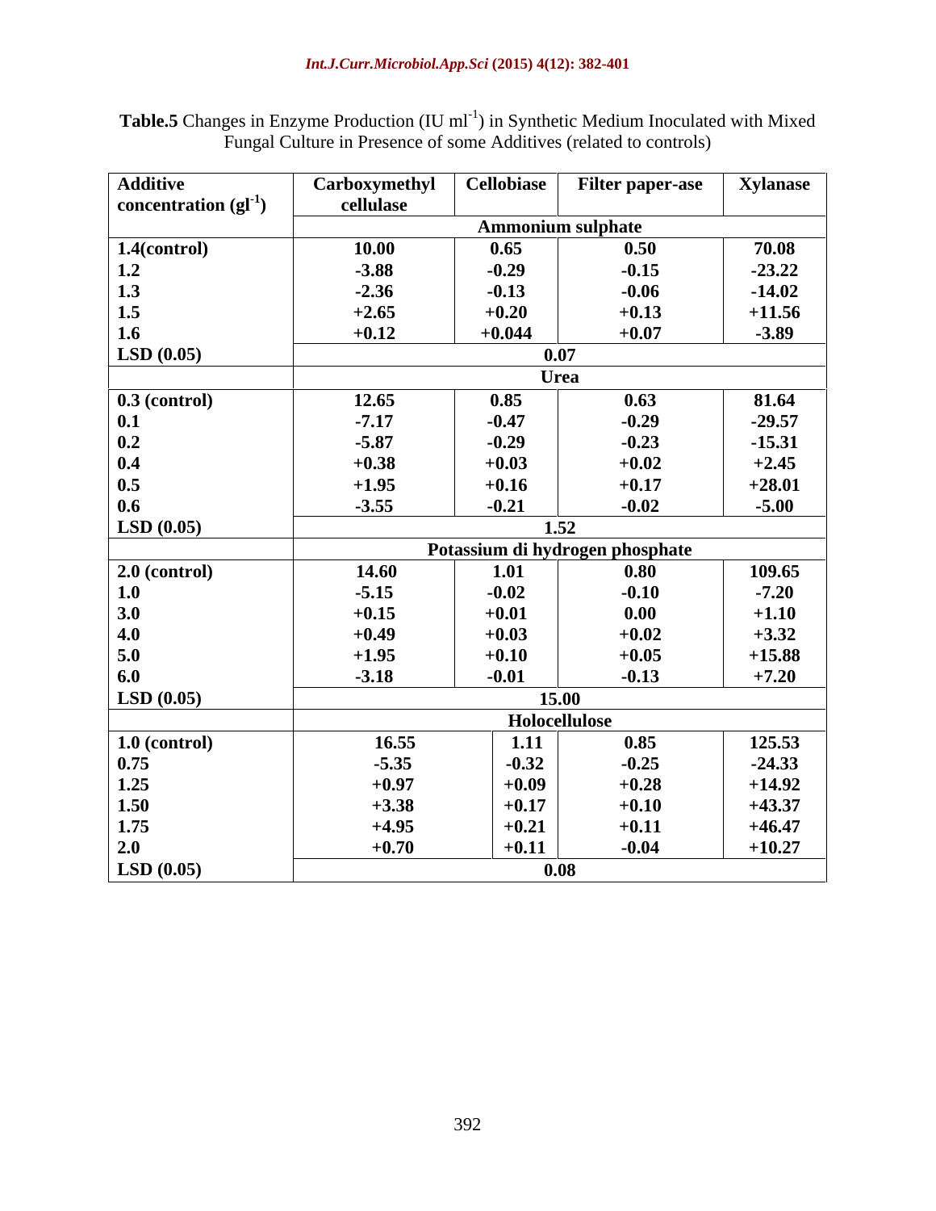**Table.5** Changes in Enzyme Production (IU $ml^{-1}$) in Synthetic Medium Inoculated with Mixed Fungal Culture in Presence of some Additives (related to controls)

| Additive concentration ($gl^{-1}$) | Carboxymethyl cellulase | Cellobiase | Filter paper-ase | Xylanase |
|---|---|---|---|---|
| | Ammonium sulphate | | | |
| 1.4(control) | 10.00 | 0.65 | 0.50 | 70.08 |
| 1.2 | -3.88 | -0.29 | -0.15 | -23.22 |
| 1.3 | -2.36 | -0.13 | -0.06 | -14.02 |
| 1.5 | +2.65 | +0.20 | +0.13 | +11.56 |
| 1.6 | +0.12 | +0.044 | +0.07 | -3.89 |
| LSD (0.05) | 0.07 | | | |
| | Urea | | | |
| 0.3 (control) | 12.65 | 0.85 | 0.63 | 81.64 |
| 0.1 | -7.17 | -0.47 | -0.29 | -29.57 |
| 0.2 | -5.87 | -0.29 | -0.23 | -15.31 |
| 0.4 | +0.38 | +0.03 | +0.02 | +2.45 |
| 0.5 | +1.95 | +0.16 | +0.17 | +28.01 |
| 0.6 | -3.55 | -0.21 | -0.02 | -5.00 |
| LSD (0.05) | 1.52 | | | |
| | Potassium di hydrogen phosphate | | | |
| 2.0 (control) | 14.60 | 1.01 | 0.80 | 109.65 |
| 1.0 | -5.15 | -0.02 | -0.10 | -7.20 |
| 3.0 | +0.15 | +0.01 | 0.00 | +1.10 |
| 4.0 | +0.49 | +0.03 | +0.02 | +3.32 |
| 5.0 | +1.95 | +0.10 | +0.05 | +15.88 |
| 6.0 | -3.18 | -0.01 | -0.13 | +7.20 |
| LSD (0.05) | 15.00 | | | |
| | Holocellulose | | | |
| 1.0 (control) | 16.55 | 1.11 | 0.85 | 125.53 |
| 0.75 | -5.35 | -0.32 | -0.25 | -24.33 |
| 1.25 | +0.97 | +0.09 | +0.28 | +14.92 |
| 1.50 | +3.38 | +0.17 | +0.10 | +43.37 |
| 1.75 | +4.95 | +0.21 | +0.11 | +46.47 |
| 2.0 | +0.70 | +0.11 | -0.04 | +10.27 |
| LSD (0.05) | 0.08 | | | |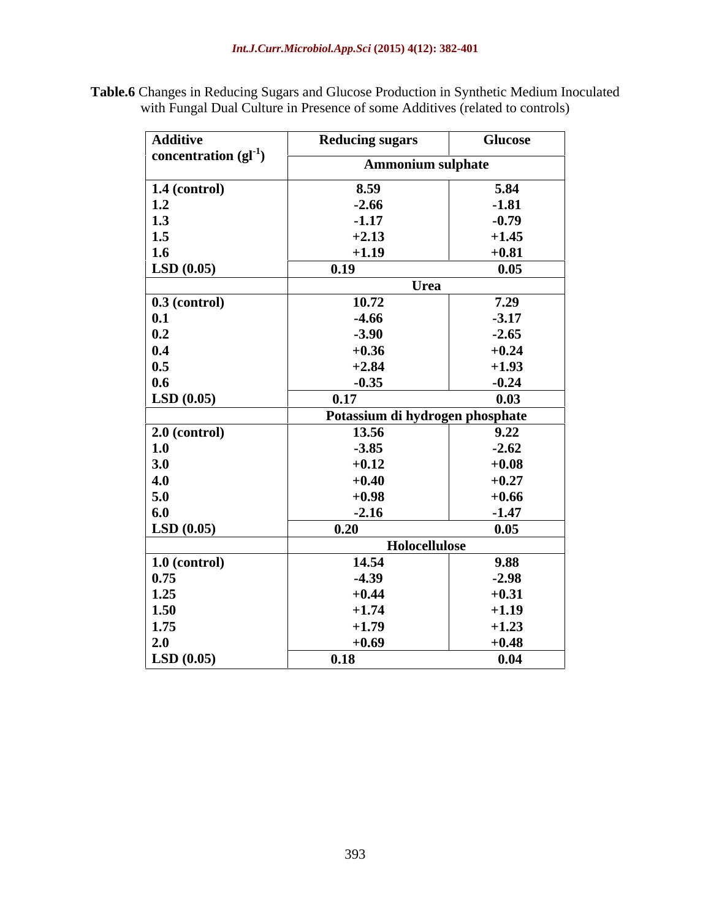**Table.6** Changes in Reducing Sugars and Glucose Production in Synthetic Medium Inoculated with Fungal Dual Culture in Presence of some Additives (related to controls)

| Additive concentration ($gl^{-1}$) | Reducing sugars | Glucose |
|---|---|---|
| | **Ammonium sulphate** | |
| **1.4 (control)** | **8.59** | **5.84** |
| **1.2** | **-2.66** | **-1.81** |
| **1.3** | **-1.17** | **-0.79** |
| **1.5** | **+2.13** | **+1.45** |
| **1.6** | **+1.19** | **+0.81** |
| **LSD (0.05)** | **0.19** | **0.05** |
| | **Urea** | |
| **0.3 (control)** | **10.72** | **7.29** |
| **0.1** | **-4.66** | **-3.17** |
| **0.2** | **-3.90** | **-2.65** |
| **0.4** | **+0.36** | **+0.24** |
| **0.5** | **+2.84** | **+1.93** |
| **0.6** | **-0.35** | **-0.24** |
| **LSD (0.05)** | **0.17** | **0.03** |
| | **Potassium di hydrogen phosphate** | |
| **2.0 (control)** | **13.56** | **9.22** |
| **1.0** | **-3.85** | **-2.62** |
| **3.0** | **+0.12** | **+0.08** |
| **4.0** | **+0.40** | **+0.27** |
| **5.0** | **+0.98** | **+0.66** |
| **6.0** | **-2.16** | **-1.47** |
| **LSD (0.05)** | **0.20** | **0.05** |
| | **Holocellulose** | |
| **1.0 (control)** | **14.54** | **9.88** |
| **0.75** | **-4.39** | **-2.98** |
| **1.25** | **+0.44** | **+0.31** |
| **1.50** | **+1.74** | **+1.19** |
| **1.75** | **+1.79** | **+1.23** |
| **2.0** | **+0.69** | **+0.48** |
| **LSD (0.05)** | **0.18** | **0.04** |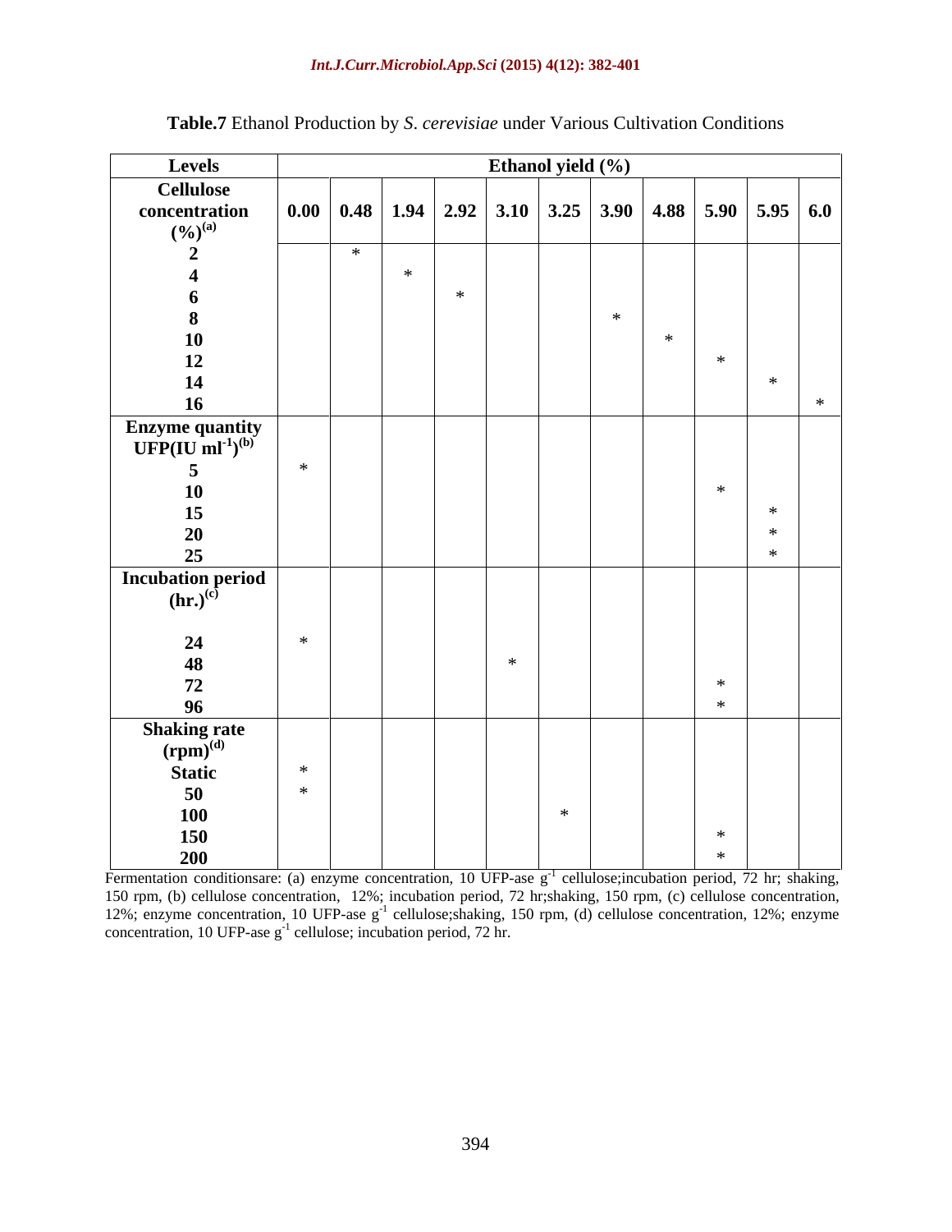**Table.7** Ethanol Production by *S. cerevisiae* under Various Cultivation Conditions

| Levels | Ethanol yield (%) | | | | | | | | | | |
|---|---|---|---|---|---|---|---|---|---|---|---|
| **Cellulose concentration (%)[(a)]** | **0.00** | **0.48** | **1.94** | **2.92** | **3.10** | **3.25** | **3.90** | **4.88** | **5.90** | **5.95** | **6.0** |
| **2** | | * | | | | | | | | | |
| **4** | | | * | | | | | | | | |
| **6** | | | | * | | | | | | | |
| **8** | | | | | | | * | | | | |
| **10** | | | | | | | | * | | | |
| **12** | | | | | | | | | * | | |
| **14** | | | | | | | | | | * | |
| **16** | | | | | | | | | | | * |
| **Enzyme quantity UFP(IU $ml^{-1}$)[(b)]** | | | | | | | | | | | |
| **5** | * | | | | | | | | | | |
| **10** | | | | | | | | | * | | |
| **15** | | | | | | | | | | * | |
| **20** | | | | | | | | | | * | |
| **25** | | | | | | | | | | * | |
| **Incubation period (hr.)[(c)]** | | | | | | | | | | | |
| **24** | * | | | | | | | | | | |
| **48** | | | | | * | | | | | | |
| **72** | | | | | | | | | * | | |
| **96** | | | | | | | | | * | | |
| **Shaking rate (rpm)[(d)]** | | | | | | | | | | | |
| **Static** | * | | | | | | | | | | |
| **50** | * | | | | | | | | | | |
| **100** | | | | | | * | | | | | |
| **150** | | | | | | | | | * | | |
| **200** | | | | | | | | | * | | |

Fermentation conditionsare: (a) enzyme concentration, 10 UFP-ase $g^{-1}$ cellulose;incubation period, 72 hr; shaking, 150 rpm, (b) cellulose concentration, 12%; incubation period, 72 hr;shaking, 150 rpm, (c) cellulose concentration, 12%; enzyme concentration, 10 UFP-ase $g^{-1}$ cellulose;shaking, 150 rpm, (d) cellulose concentration, 12%; enzyme concentration, 10 UFP-ase $g^{-1}$ cellulose; incubation period, 72 hr.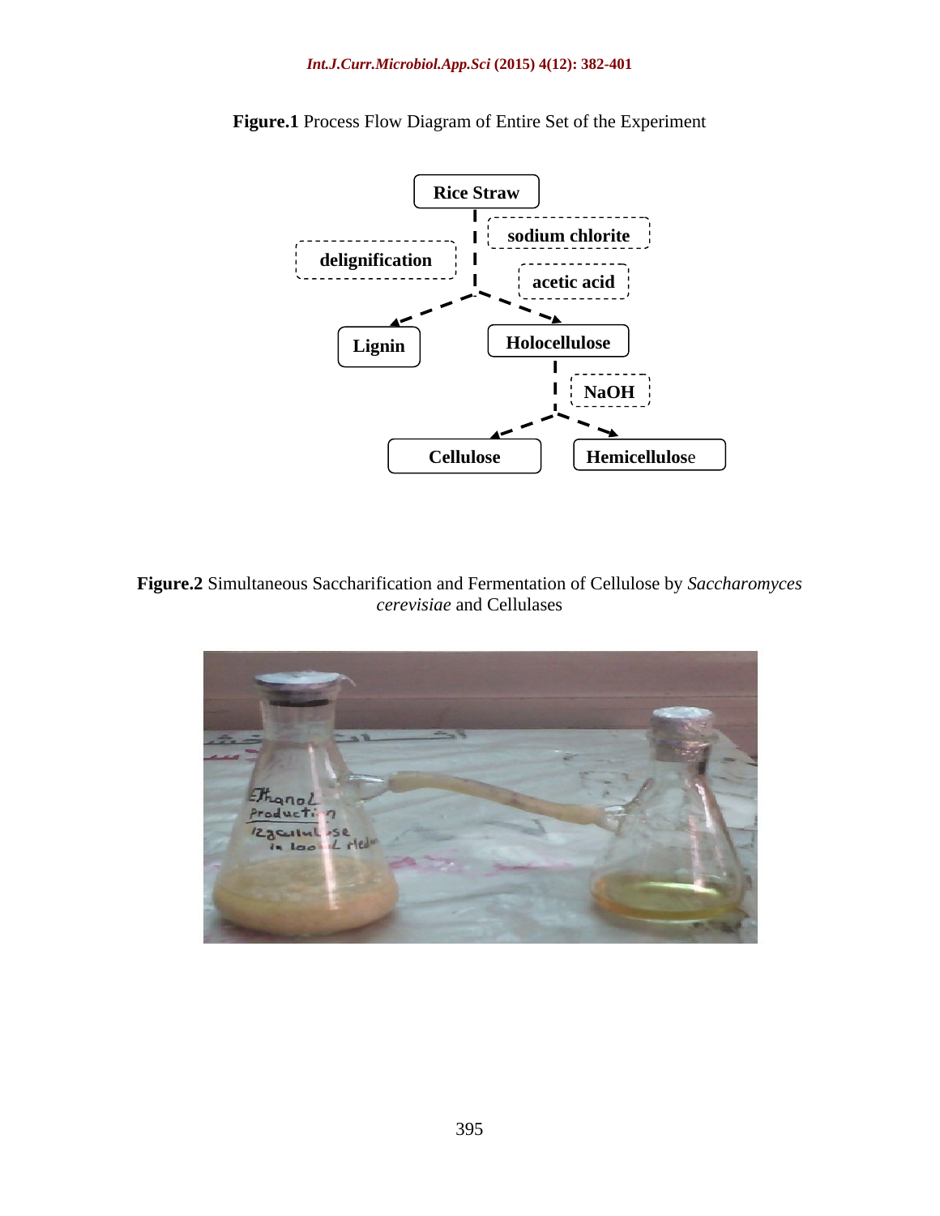**Figure.1** Process Flow Diagram of Entire Set of the Experiment

Rice Straw

delignification | sodium chlorite | acetic acid

Lignin | Holocellulose

NaOH

Cellulose | Hemicellulose

**Figure.2** Simultaneous Saccharification and Fermentation of Cellulose by *Saccharomyces cerevisiae* and Cellulases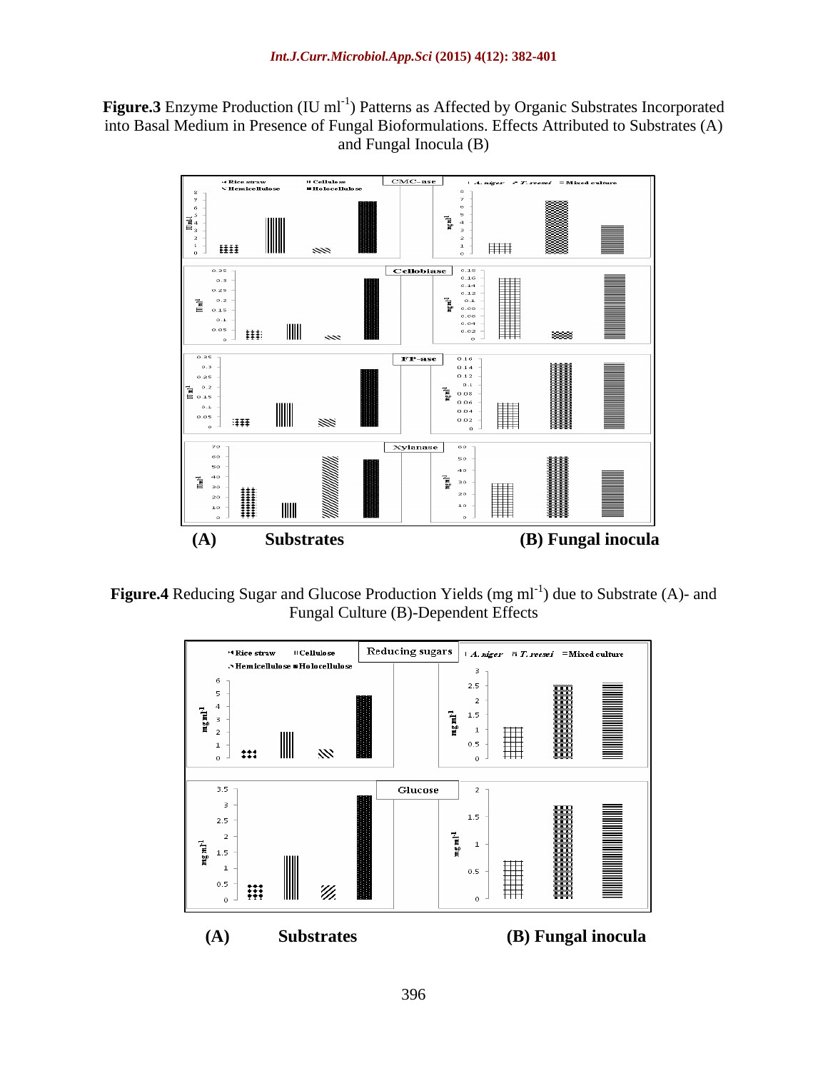**Figure.3** Enzyme Production (IU $ml^{-1}$) Patterns as Affected by Organic Substrates Incorporated into Basal Medium in Presence of Fungal Bioformulations. Effects Attributed to Substrates (A) and Fungal Inocula (B)

**(A) Substrates** **(B) Fungal inocula**

**Figure.4** Reducing Sugar and Glucose Production Yields (mg $ml^{-1}$) due to Substrate (A)- and Fungal Culture (B)-Dependent Effects

**(A) Substrates** **(B) Fungal inocula**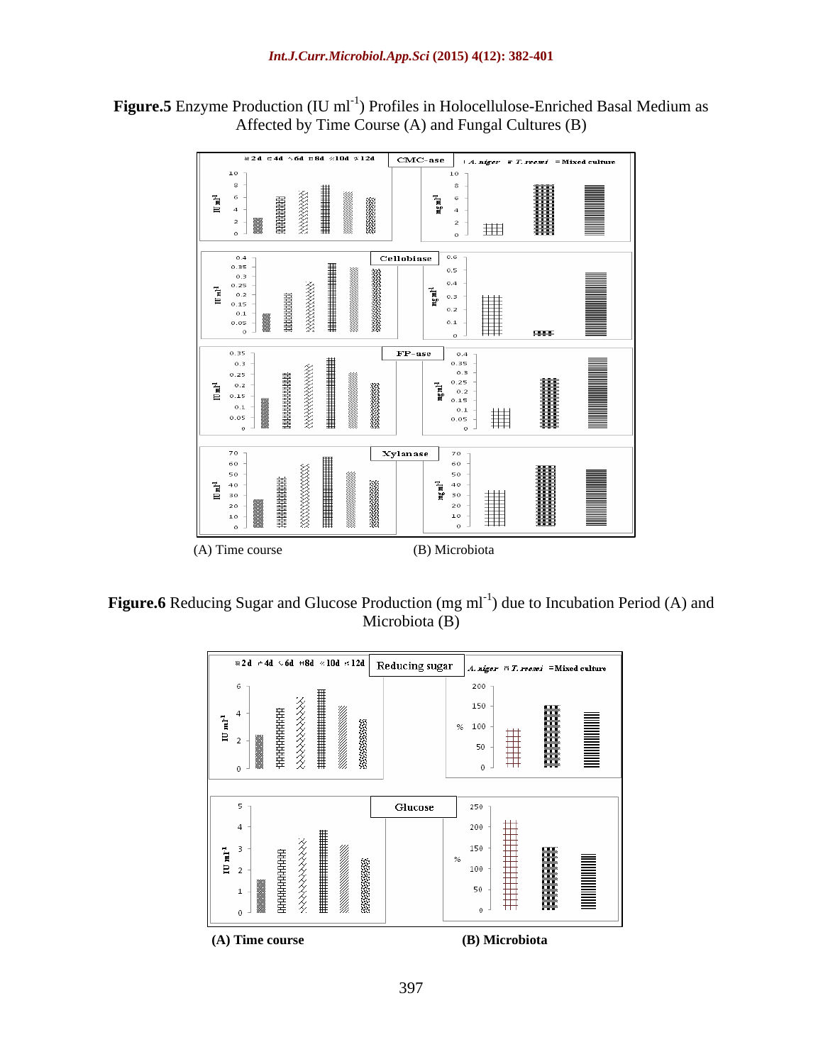**Figure.5** Enzyme Production (IU $ml^{-1}$) Profiles in Holocellulose-Enriched Basal Medium as Affected by Time Course (A) and Fungal Cultures (B)

(A) Time course (B) Microbiota

**Figure.6** Reducing Sugar and Glucose Production (mg $ml^{-1}$) due to Incubation Period (A) and Microbiota (B)

**(A) Time course** **(B) Microbiota**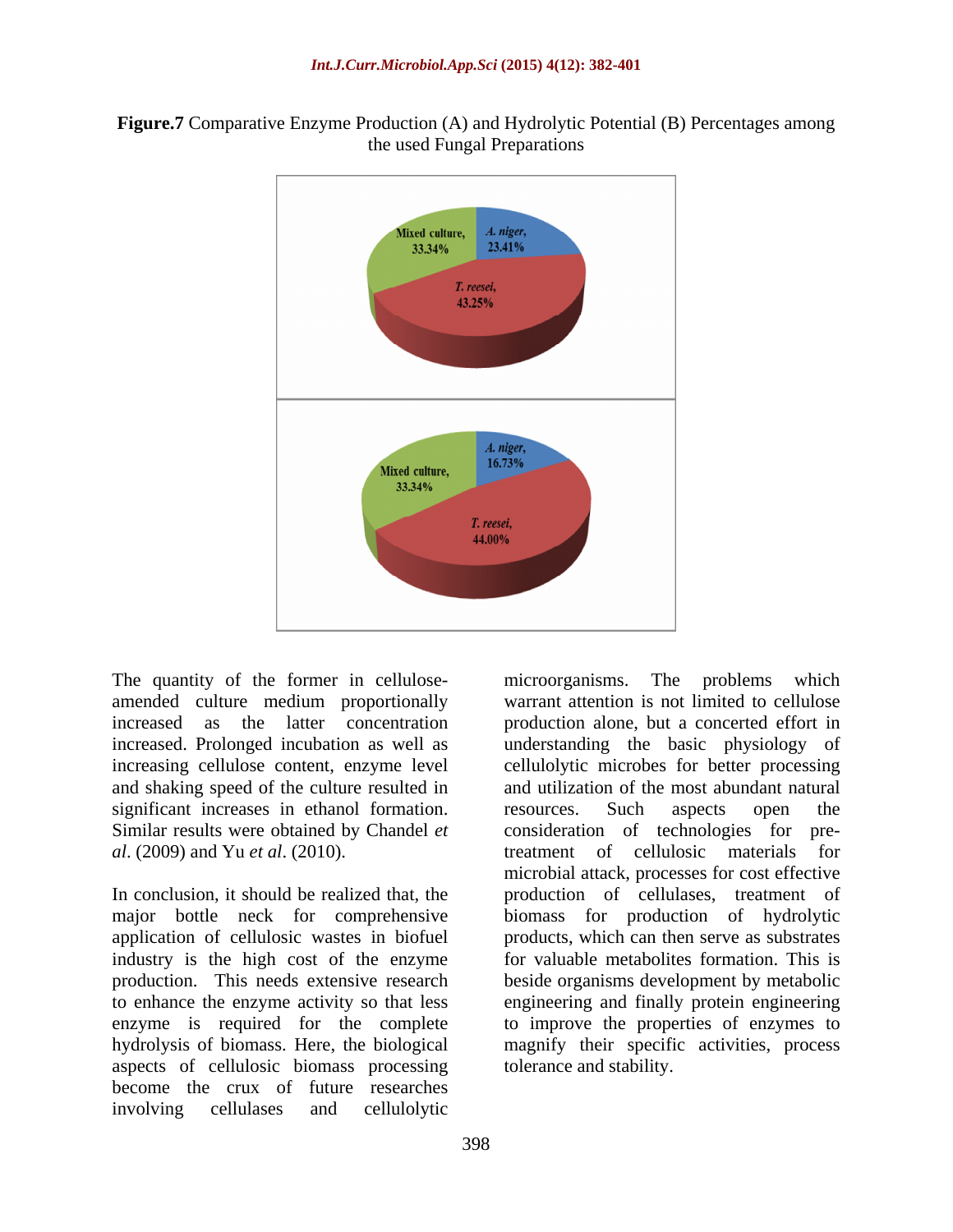**Figure.7** Comparative Enzyme Production (A) and Hydrolytic Potential (B) Percentages among the used Fungal Preparations

The quantity of the former in cellulose-amended culture medium proportionally increased as the latter concentration increased. Prolonged incubation as well as increasing cellulose content, enzyme level and shaking speed of the culture resulted in significant increases in ethanol formation. Similar results were obtained by Chandel *et al*. (2009) and Yu *et al*. (2010).

In conclusion, it should be realized that, the major bottle neck for comprehensive application of cellulosic wastes in biofuel industry is the high cost of the enzyme production. This needs extensive research to enhance the enzyme activity so that less enzyme is required for the complete hydrolysis of biomass. Here, the biological aspects of cellulosic biomass processing become the crux of future researches involving cellulases and cellulolytic microorganisms. The problems which warrant attention is not limited to cellulose production alone, but a concerted effort in understanding the basic physiology of cellulolytic microbes for better processing and utilization of the most abundant natural resources. Such aspects open the consideration of technologies for pre-treatment of cellulosic materials for microbial attack, processes for cost effective production of cellulases, treatment of biomass for production of hydrolytic products, which can then serve as substrates for valuable metabolites formation. This is beside organisms development by metabolic engineering and finally protein engineering to improve the properties of enzymes to magnify their specific activities, process tolerance and stability.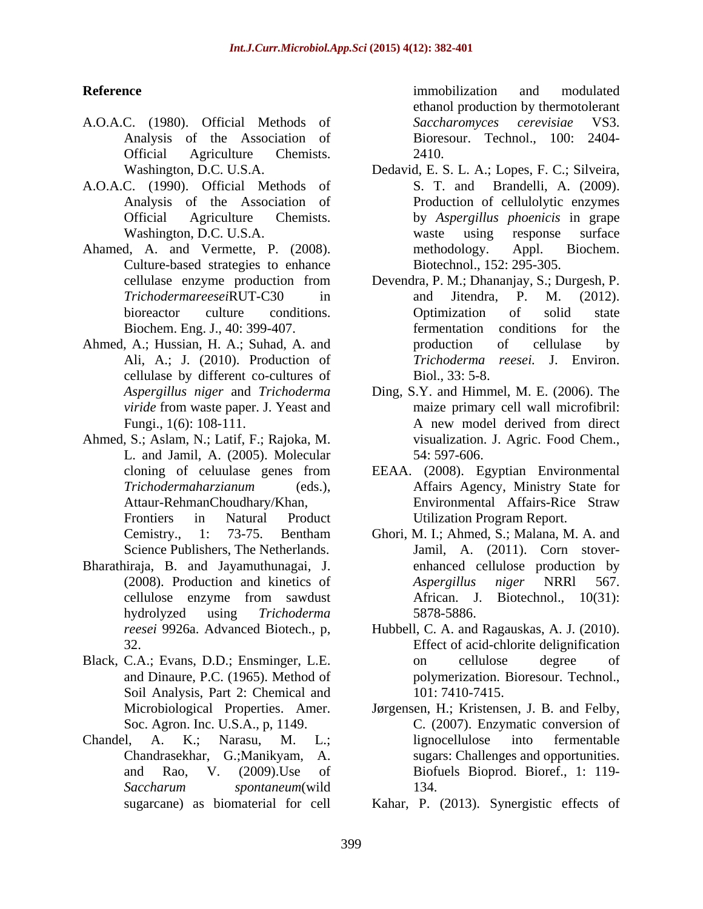## Reference

A.O.A.C. (1980). Official Methods of Analysis of the Association of Official Agriculture Chemists. Washington, D.C. U.S.A.

A.O.A.C. (1990). Official Methods of Analysis of the Association of Official Agriculture Chemists. Washington, D.C. U.S.A.

Ahamed, A. and Vermette, P. (2008). Culture-based strategies to enhance cellulase enzyme production from *Trichodermareesei*RUT-C30 in bioreactor culture conditions. Biochem. Eng. J., 40: 399-407.

Ahmed, A.; Hussian, H. A.; Suhad, A. and Ali, A.; J. (2010). Production of cellulase by different co-cultures of *Aspergillus niger* and *Trichoderma viride* from waste paper. J. Yeast and Fungi., 1(6): 108-111.

Ahmed, S.; Aslam, N.; Latif, F.; Rajoka, M. L. and Jamil, A. (2005). Molecular cloning of celuulase genes from *Trichodermaharzianum* (eds.), Attaur-RehmanChoudhary/Khan, Frontiers in Natural Product Cemistry., 1: 73-75. Bentham Science Publishers, The Netherlands.

Bharathiraja, B. and Jayamuthunagai, J. (2008). Production and kinetics of cellulose enzyme from sawdust hydrolyzed using *Trichoderma reesei* 9926a. Advanced Biotech., p, 32.

Black, C.A.; Evans, D.D.; Ensminger, L.E. and Dinaure, P.C. (1965). Method of Soil Analysis, Part 2: Chemical and Microbiological Properties. Amer. Soc. Agron. Inc. U.S.A., p, 1149.

Chandel, A. K.; Narasu, M. L.; Chandrasekhar, G.;Manikyam, A. and Rao, V. (2009).Use of *Saccharum spontaneum*(wild sugarcane) as biomaterial for cell immobilization and modulated ethanol production by thermotolerant *Saccharomyces cerevisiae* VS3. Bioresour. Technol., 100: 2404-2410.

Dedavid, E. S. L. A.; Lopes, F. C.; Silveira, S. T. and Brandelli, A. (2009). Production of cellulolytic enzymes by *Aspergillus phoenicis* in grape waste using response surface methodology. Appl. Biochem. Biotechnol., 152: 295-305.

Devendra, P. M.; Dhananjay, S.; Durgesh, P. and Jitendra, P. M. (2012). Optimization of solid state fermentation conditions for the production of cellulase by *Trichoderma reesei.* J. Environ. Biol., 33: 5-8.

Ding, S.Y. and Himmel, M. E. (2006). The maize primary cell wall microfibril: A new model derived from direct visualization. J. Agric. Food Chem., 54: 597-606.

EEAA. (2008). Egyptian Environmental Affairs Agency, Ministry State for Environmental Affairs-Rice Straw Utilization Program Report.

Ghori, M. I.; Ahmed, S.; Malana, M. A. and Jamil, A. (2011). Corn stover-enhanced cellulose production by *Aspergillus niger* NRRl 567. African. J. Biotechnol., 10(31): 5878-5886.

Hubbell, C. A. and Ragauskas, A. J. (2010). Effect of acid-chlorite delignification on cellulose degree of polymerization. Bioresour. Technol., 101: 7410-7415.

Jørgensen, H.; Kristensen, J. B. and Felby, C. (2007). Enzymatic conversion of lignocellulose into fermentable sugars: Challenges and opportunities. Biofuels Bioprod. Bioref., 1: 119-134.

Kahar, P. (2013). Synergistic effects of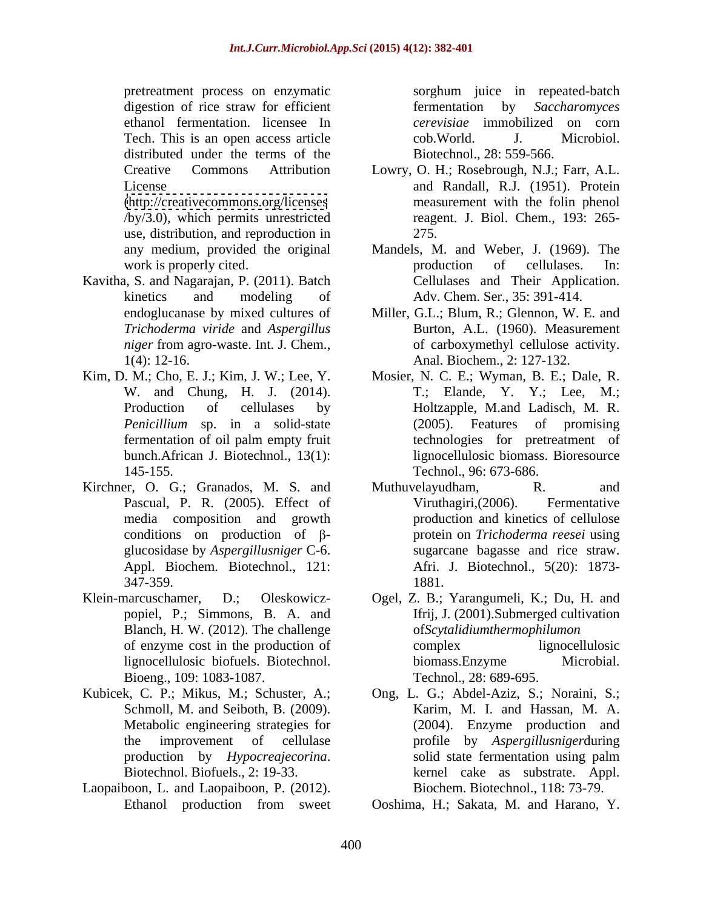pretreatment process on enzymatic digestion of rice straw for efficient ethanol fermentation. licensee In Tech. This is an open access article distributed under the terms of the Creative Commons Attribution License (http://creativecommons.org/licenses/by/3.0), which permits unrestricted use, distribution, and reproduction in any medium, provided the original work is properly cited.

Kavitha, S. and Nagarajan, P. (2011). Batch kinetics and modeling of endoglucanase by mixed cultures of *Trichoderma viride* and *Aspergillus niger* from agro-waste. Int. J. Chem., 1(4): 12-16.

Kim, D. M.; Cho, E. J.; Kim, J. W.; Lee, Y. W. and Chung, H. J. (2014). Production of cellulases by *Penicillium* sp. in a solid-state fermentation of oil palm empty fruit bunch.African J. Biotechnol., 13(1): 145-155.

Kirchner, O. G.; Granados, M. S. and Pascual, P. R. (2005). Effect of media composition and growth conditions on production of β-glucosidase by *Aspergillusniger* C-6. Appl. Biochem. Biotechnol., 121: 347-359.

Klein-marcuschamer, D.; Oleskowicz-popiel, P.; Simmons, B. A. and Blanch, H. W. (2012). The challenge of enzyme cost in the production of lignocellulosic biofuels. Biotechnol. Bioeng., 109: 1083-1087.

Kubicek, C. P.; Mikus, M.; Schuster, A.; Schmoll, M. and Seiboth, B. (2009). Metabolic engineering strategies for the improvement of cellulase production by *Hypocreajecorina*. Biotechnol. Biofuels., 2: 19-33.

Laopaiboon, L. and Laopaiboon, P. (2012). Ethanol production from sweet sorghum juice in repeated-batch fermentation by *Saccharomyces cerevisiae* immobilized on corn cob.World. J. Microbiol. Biotechnol., 28: 559-566.

Lowry, O. H.; Rosebrough, N.J.; Farr, A.L. and Randall, R.J. (1951). Protein measurement with the folin phenol reagent. J. Biol. Chem., 193: 265-275.

Mandels, M. and Weber, J. (1969). The production of cellulases. In: Cellulases and Their Application. Adv. Chem. Ser., 35: 391-414.

Miller, G.L.; Blum, R.; Glennon, W. E. and Burton, A.L. (1960). Measurement of carboxymethyl cellulose activity. Anal. Biochem., 2: 127-132.

Mosier, N. C. E.; Wyman, B. E.; Dale, R. T.; Elande, Y. Y.; Lee, M.; Holtzapple, M.and Ladisch, M. R. (2005). Features of promising technologies for pretreatment of lignocellulosic biomass. Bioresource Technol., 96: 673-686.

Muthuvelayudham, R. and Viruthagiri,(2006). Fermentative production and kinetics of cellulose protein on *Trichoderma reesei* using sugarcane bagasse and rice straw. Afri. J. Biotechnol., 5(20): 1873-1881.

Ogel, Z. B.; Yarangumeli, K.; Du, H. and Ifrij, J. (2001).Submerged cultivation of*Scytalidiumthermophilumon* complex lignocellulosic biomass.Enzyme Microbial. Technol., 28: 689-695.

Ong, L. G.; Abdel-Aziz, S.; Noraini, S.; Karim, M. I. and Hassan, M. A. (2004). Enzyme production and profile by *Aspergillusniger*during solid state fermentation using palm kernel cake as substrate. Appl. Biochem. Biotechnol., 118: 73-79.

Ooshima, H.; Sakata, M. and Harano, Y.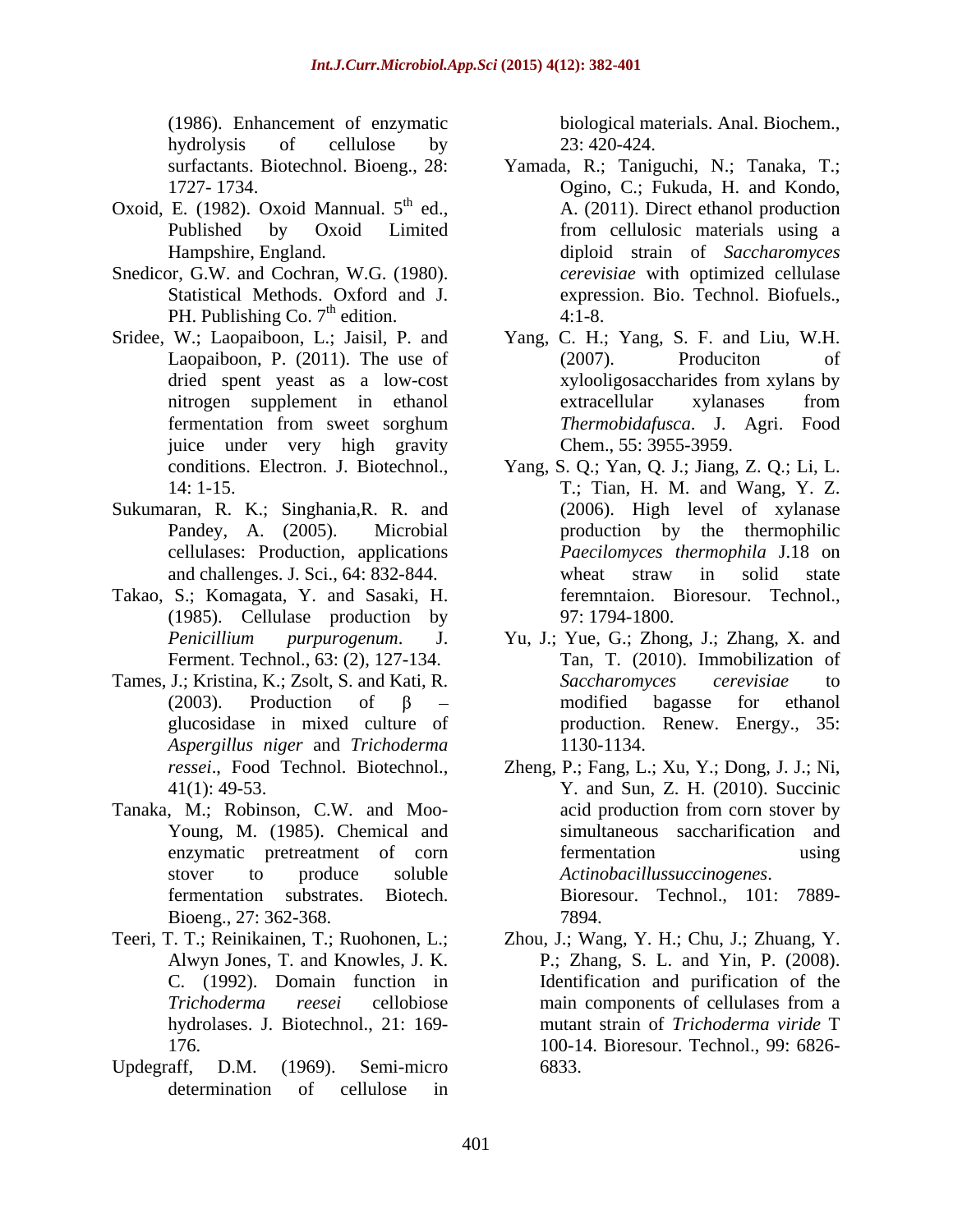(1986). Enhancement of enzymatic hydrolysis of cellulose by surfactants. Biotechnol. Bioeng., 28: 1727- 1734.

Oxoid, E. (1982). Oxoid Mannual. 5th ed., Published by Oxoid Limited Hampshire, England.

Snedicor, G.W. and Cochran, W.G. (1980). Statistical Methods. Oxford and J. PH. Publishing Co. 7th edition.

Sridee, W.; Laopaiboon, L.; Jaisil, P. and Laopaiboon, P. (2011). The use of dried spent yeast as a low-cost nitrogen supplement in ethanol fermentation from sweet sorghum juice under very high gravity conditions. Electron. J. Biotechnol., 14: 1-15.

Sukumaran, R. K.; Singhania,R. R. and Pandey, A. (2005). Microbial cellulases: Production, applications and challenges. J. Sci., 64: 832-844.

Takao, S.; Komagata, Y. and Sasaki, H. (1985). Cellulase production by *Penicillium purpurogenum*. J. Ferment. Technol., 63: (2), 127-134.

Tames, J.; Kristina, K.; Zsolt, S. and Kati, R. (2003). Production of β – glucosidase in mixed culture of *Aspergillus niger* and *Trichoderma ressei*., Food Technol. Biotechnol., 41(1): 49-53.

Tanaka, M.; Robinson, C.W. and Moo-Young, M. (1985). Chemical and enzymatic pretreatment of corn stover to produce soluble fermentation substrates. Biotech. Bioeng., 27: 362-368.

Teeri, T. T.; Reinikainen, T.; Ruohonen, L.; Alwyn Jones, T. and Knowles, J. K. C. (1992). Domain function in *Trichoderma reesei* cellobiose hydrolases. J. Biotechnol., 21: 169-176.

Updegraff, D.M. (1969). Semi-micro determination of cellulose in biological materials. Anal. Biochem., 23: 420-424.

Yamada, R.; Taniguchi, N.; Tanaka, T.; Ogino, C.; Fukuda, H. and Kondo, A. (2011). Direct ethanol production from cellulosic materials using a diploid strain of *Saccharomyces cerevisiae* with optimized cellulase expression. Bio. Technol. Biofuels., 4:1-8.

Yang, C. H.; Yang, S. F. and Liu, W.H. (2007). Produciton of xylooligosaccharides from xylans by extracellular xylanases from *Thermobidafusca*. J. Agri. Food Chem., 55: 3955-3959.

Yang, S. Q.; Yan, Q. J.; Jiang, Z. Q.; Li, L. T.; Tian, H. M. and Wang, Y. Z. (2006). High level of xylanase production by the thermophilic *Paecilomyces thermophila* J.18 on wheat straw in solid state feremntaion. Bioresour. Technol., 97: 1794-1800.

Yu, J.; Yue, G.; Zhong, J.; Zhang, X. and Tan, T. (2010). Immobilization of *Saccharomyces cerevisiae* to modified bagasse for ethanol production. Renew. Energy., 35: 1130-1134.

Zheng, P.; Fang, L.; Xu, Y.; Dong, J. J.; Ni, Y. and Sun, Z. H. (2010). Succinic acid production from corn stover by simultaneous saccharification and fermentation using *Actinobacillussuccinogenes*. Bioresour. Technol., 101: 7889-7894.

Zhou, J.; Wang, Y. H.; Chu, J.; Zhuang, Y. P.; Zhang, S. L. and Yin, P. (2008). Identification and purification of the main components of cellulases from a mutant strain of *Trichoderma viride* T 100-14. Bioresour. Technol., 99: 6826-6833.